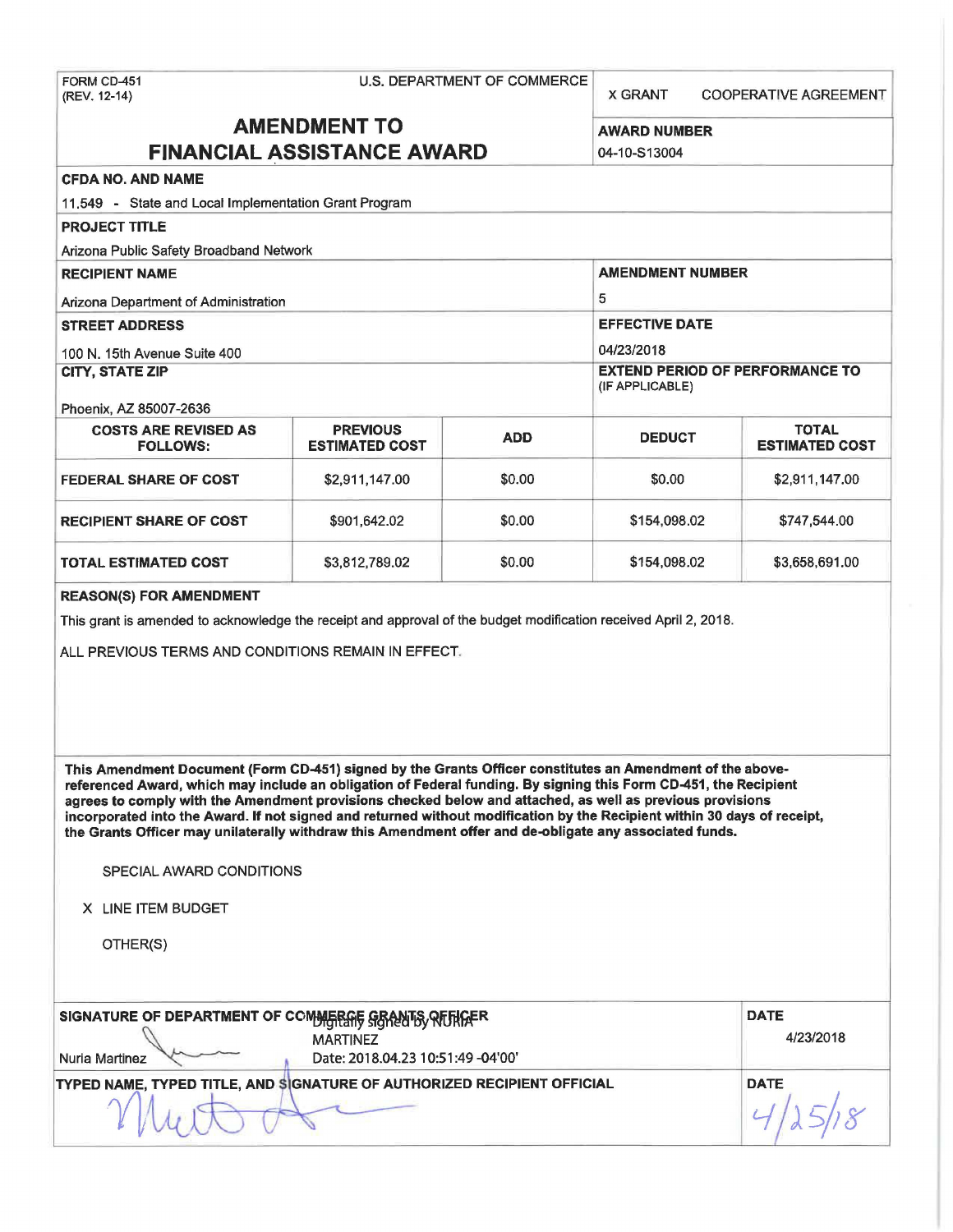FORM CD-451
(REV. 12-14)

U.S. DEPARTMENT OF COMMERCE

X GRANT    COOPERATIVE AGREEMENT

# AMENDMENT TO FINANCIAL ASSISTANCE AWARD

**AWARD NUMBER**
04-10-S13004

**CFDA NO. AND NAME**
11.549 - State and Local Implementation Grant Program

**PROJECT TITLE**
Arizona Public Safety Broadband Network

**RECIPIENT NAME**
Arizona Department of Administration

**AMENDMENT NUMBER**
5

**STREET ADDRESS**
100 N. 15th Avenue Suite 400

**EFFECTIVE DATE**
04/23/2018

**CITY, STATE ZIP**
Phoenix, AZ 85007-2636

**EXTEND PERIOD OF PERFORMANCE TO** (IF APPLICABLE)

| COSTS ARE REVISED AS FOLLOWS: | PREVIOUS ESTIMATED COST | ADD | DEDUCT | TOTAL ESTIMATED COST |
|---|---|---|---|---|
| FEDERAL SHARE OF COST | $2,911,147.00 | $0.00 | $0.00 | $2,911,147.00 |
| RECIPIENT SHARE OF COST | $901,642.02 | $0.00 | $154,098.02 | $747,544.00 |
| TOTAL ESTIMATED COST | $3,812,789.02 | $0.00 | $154,098.02 | $3,658,691.00 |

**REASON(S) FOR AMENDMENT**

This grant is amended to acknowledge the receipt and approval of the budget modification received April 2, 2018.

ALL PREVIOUS TERMS AND CONDITIONS REMAIN IN EFFECT.

**This Amendment Document (Form CD-451) signed by the Grants Officer constitutes an Amendment of the above-referenced Award, which may include an obligation of Federal funding. By signing this Form CD-451, the Recipient agrees to comply with the Amendment provisions checked below and attached, as well as previous provisions incorporated into the Award. If not signed and returned without modification by the Recipient within 30 days of receipt, the Grants Officer may unilaterally withdraw this Amendment offer and de-obligate any associated funds.**

SPECIAL AWARD CONDITIONS

X LINE ITEM BUDGET

OTHER(S)

**SIGNATURE OF DEPARTMENT OF COMMERCE GRANTS OFFICER**
Nuria Martinez
Digitally signed by NURIA MARTINEZ
Date: 2018.04.23 10:51:49 -04'00'

**DATE**
4/23/2018

**TYPED NAME, TYPED TITLE, AND SIGNATURE OF AUTHORIZED RECIPIENT OFFICIAL**

**DATE**
4/25/18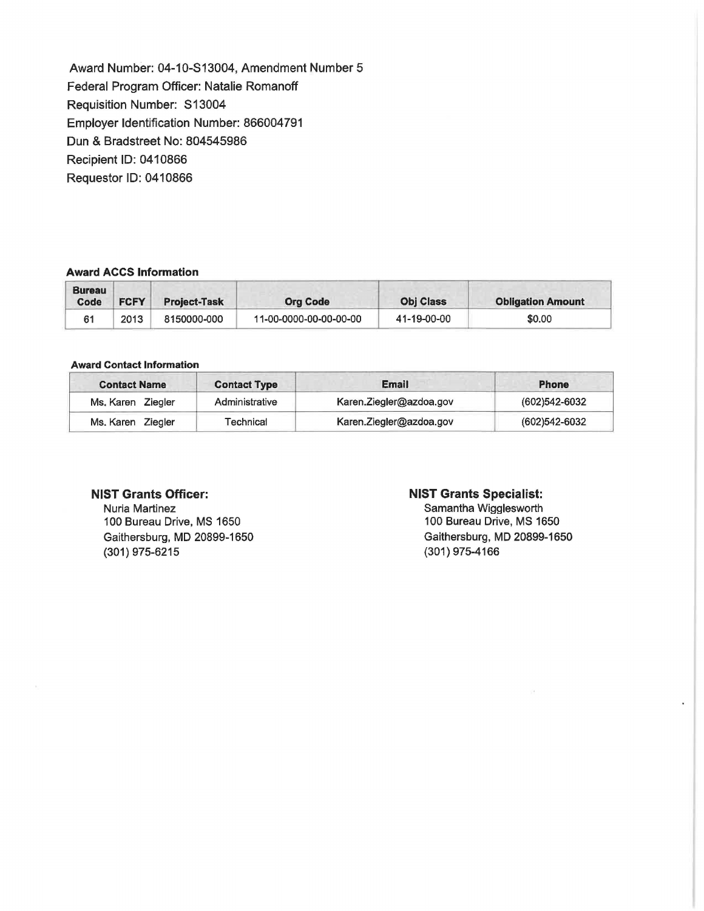Award Number: 04-10-S13004, Amendment Number 5
Federal Program Officer: Natalie Romanoff
Requisition Number: S13004
Employer Identification Number: 866004791
Dun & Bradstreet No: 804545986
Recipient ID: 0410866
Requestor ID: 0410866

**Award ACCS Information**

| Bureau Code | FCFY | Project-Task | Org Code | Obj Class | Obligation Amount |
|---|---|---|---|---|---|
| 61 | 2013 | 8150000-000 | 11-00-0000-00-00-00-00 | 41-19-00-00 | $0.00 |

**Award Contact Information**

| Contact Name | Contact Type | Email | Phone |
|---|---|---|---|
| Ms. Karen Ziegler | Administrative | Karen.Ziegler@azdoa.gov | (602)542-6032 |
| Ms. Karen Ziegler | Technical | Karen.Ziegler@azdoa.gov | (602)542-6032 |

**NIST Grants Officer:**
Nuria Martinez
100 Bureau Drive, MS 1650
Gaithersburg, MD 20899-1650
(301) 975-6215

**NIST Grants Specialist:**
Samantha Wigglesworth
100 Bureau Drive, MS 1650
Gaithersburg, MD 20899-1650
(301) 975-4166